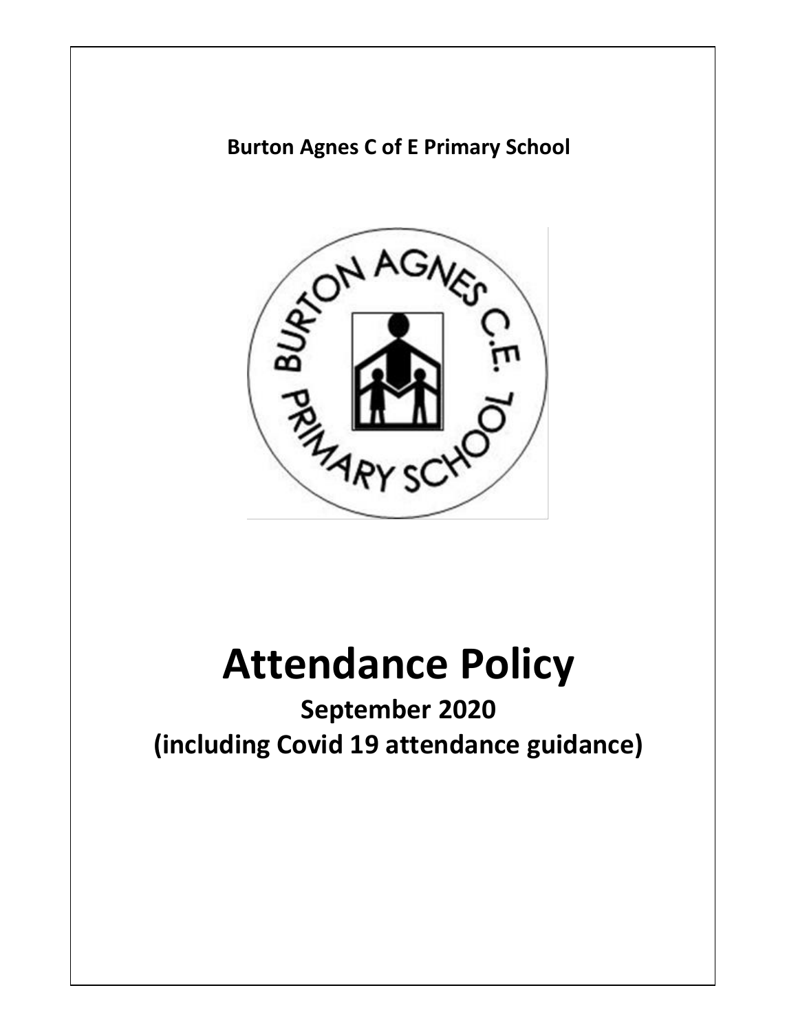**Burton Agnes C of E Primary School**

# Attendance Policy

## September 2020

## (including Covid 19 attendance guidance)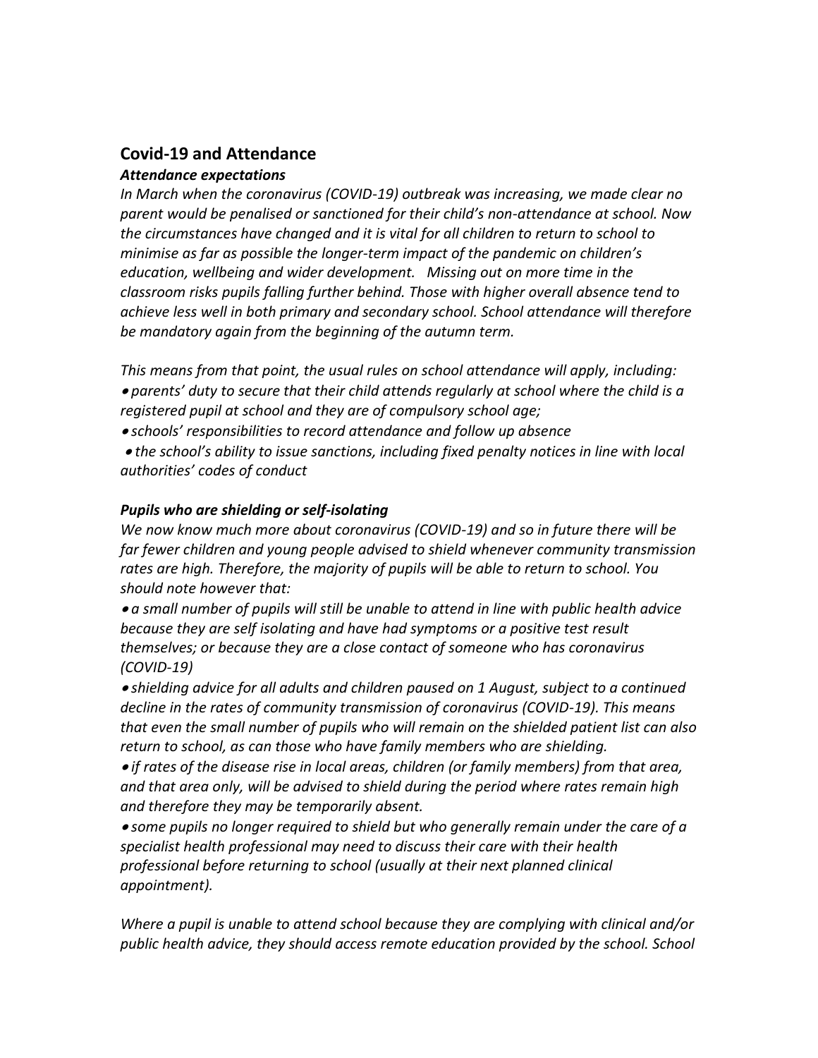## Covid-19 and Attendance

### *Attendance expectations*

*In March when the coronavirus (COVID-19) outbreak was increasing, we made clear no parent would be penalised or sanctioned for their child's non-attendance at school. Now the circumstances have changed and it is vital for all children to return to school to minimise as far as possible the longer-term impact of the pandemic on children's education, wellbeing and wider development. Missing out on more time in the classroom risks pupils falling further behind. Those with higher overall absence tend to achieve less well in both primary and secondary school. School attendance will therefore be mandatory again from the beginning of the autumn term.*

*This means from that point, the usual rules on school attendance will apply, including:*

- *parents' duty to secure that their child attends regularly at school where the child is a registered pupil at school and they are of compulsory school age;*
- *schools' responsibilities to record attendance and follow up absence*
- *the school's ability to issue sanctions, including fixed penalty notices in line with local authorities' codes of conduct*

### *Pupils who are shielding or self-isolating*

*We now know much more about coronavirus (COVID-19) and so in future there will be far fewer children and young people advised to shield whenever community transmission rates are high. Therefore, the majority of pupils will be able to return to school. You should note however that:*

- *a small number of pupils will still be unable to attend in line with public health advice because they are self isolating and have had symptoms or a positive test result themselves; or because they are a close contact of someone who has coronavirus (COVID-19)*
- *shielding advice for all adults and children paused on 1 August, subject to a continued decline in the rates of community transmission of coronavirus (COVID-19). This means that even the small number of pupils who will remain on the shielded patient list can also return to school, as can those who have family members who are shielding.*
- *if rates of the disease rise in local areas, children (or family members) from that area, and that area only, will be advised to shield during the period where rates remain high and therefore they may be temporarily absent.*
- *some pupils no longer required to shield but who generally remain under the care of a specialist health professional may need to discuss their care with their health professional before returning to school (usually at their next planned clinical appointment).*

*Where a pupil is unable to attend school because they are complying with clinical and/or public health advice, they should access remote education provided by the school. School*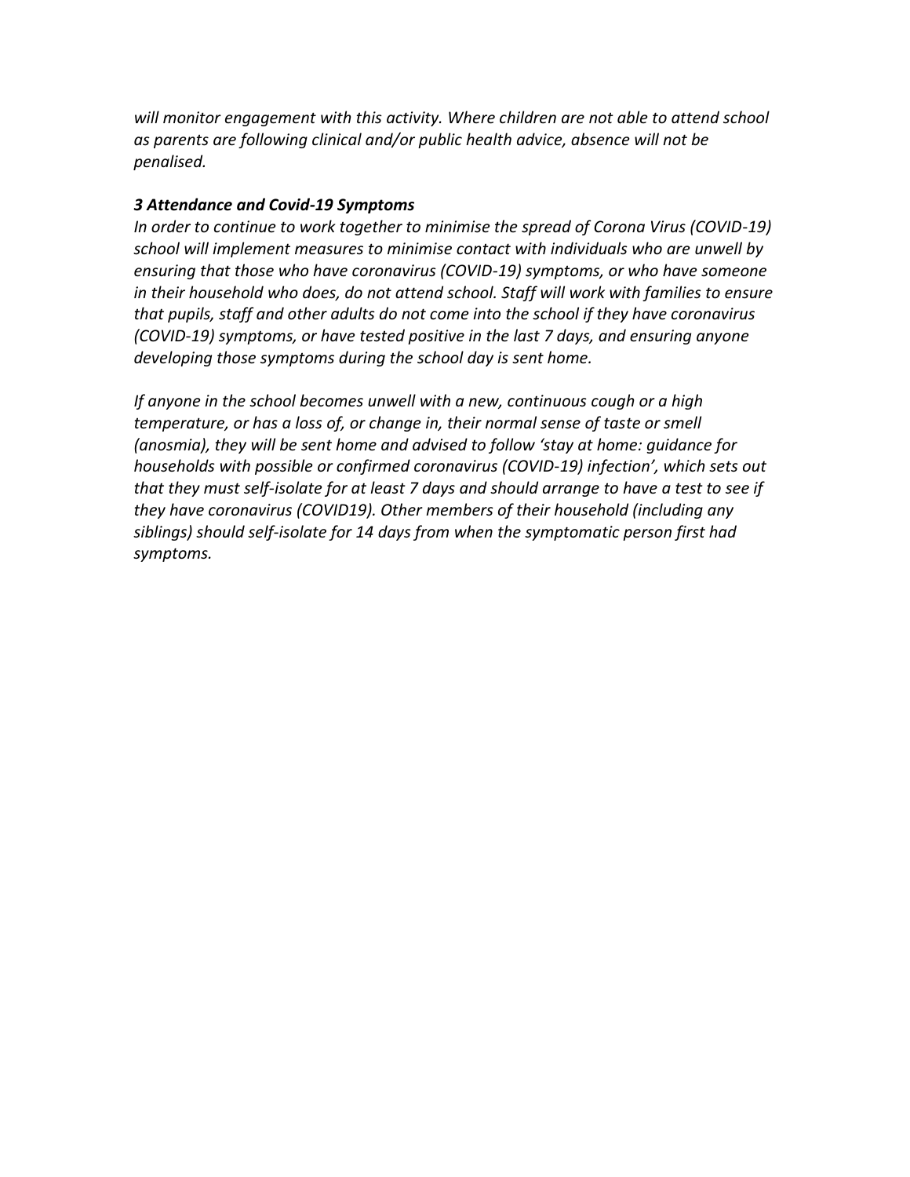*will monitor engagement with this activity. Where children are not able to attend school as parents are following clinical and/or public health advice, absence will not be penalised.*

***3 Attendance and Covid-19 Symptoms***

*In order to continue to work together to minimise the spread of Corona Virus (COVID-19) school will implement measures to minimise contact with individuals who are unwell by ensuring that those who have coronavirus (COVID-19) symptoms, or who have someone in their household who does, do not attend school. Staff will work with families to ensure that pupils, staff and other adults do not come into the school if they have coronavirus (COVID-19) symptoms, or have tested positive in the last 7 days, and ensuring anyone developing those symptoms during the school day is sent home.*

*If anyone in the school becomes unwell with a new, continuous cough or a high temperature, or has a loss of, or change in, their normal sense of taste or smell (anosmia), they will be sent home and advised to follow 'stay at home: guidance for households with possible or confirmed coronavirus (COVID-19) infection', which sets out that they must self-isolate for at least 7 days and should arrange to have a test to see if they have coronavirus (COVID19). Other members of their household (including any siblings) should self-isolate for 14 days from when the symptomatic person first had symptoms.*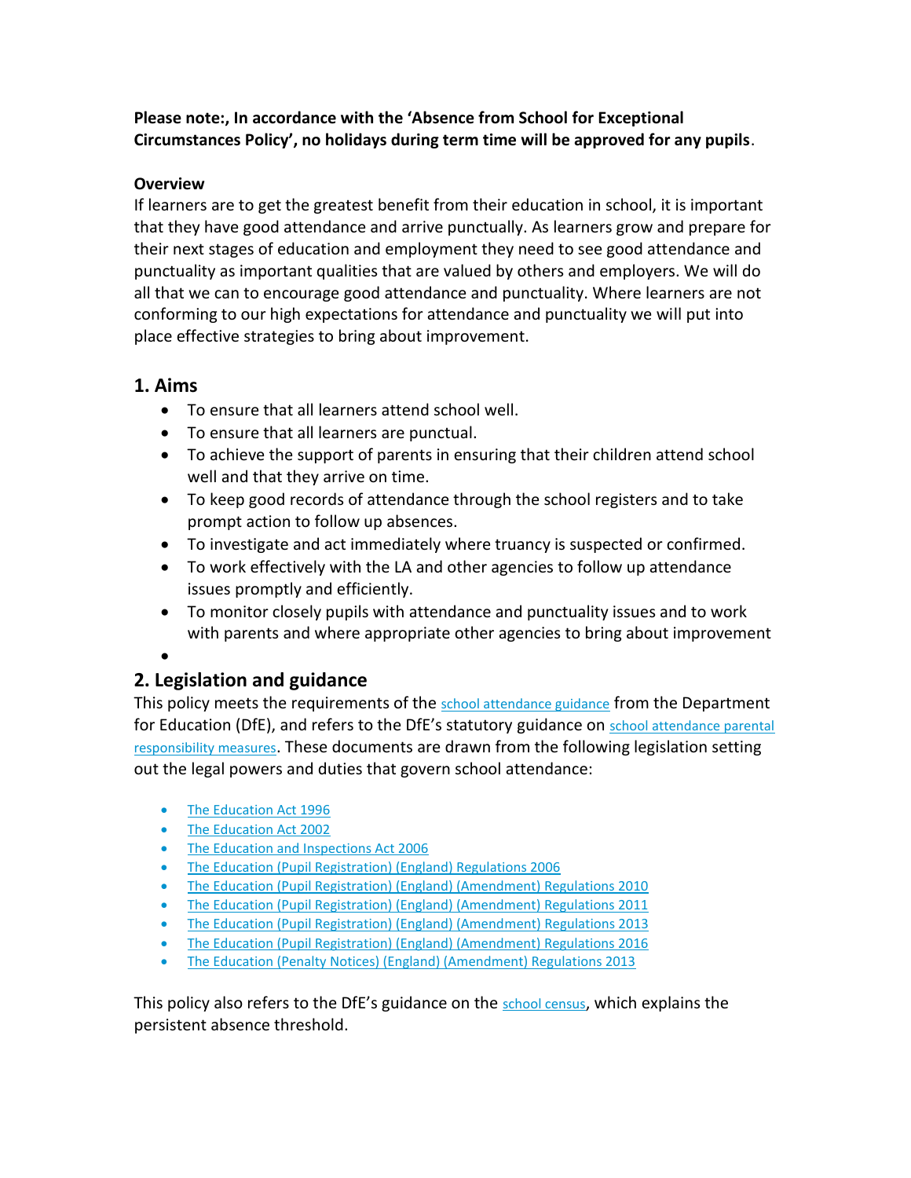**Please note:, In accordance with the 'Absence from School for Exceptional Circumstances Policy', no holidays during term time will be approved for any pupils**.

**Overview**

If learners are to get the greatest benefit from their education in school, it is important that they have good attendance and arrive punctually. As learners grow and prepare for their next stages of education and employment they need to see good attendance and punctuality as important qualities that are valued by others and employers. We will do all that we can to encourage good attendance and punctuality. Where learners are not conforming to our high expectations for attendance and punctuality we will put into place effective strategies to bring about improvement.

## 1. Aims

- To ensure that all learners attend school well.
- To ensure that all learners are punctual.
- To achieve the support of parents in ensuring that their children attend school well and that they arrive on time.
- To keep good records of attendance through the school registers and to take prompt action to follow up absences.
- To investigate and act immediately where truancy is suspected or confirmed.
- To work effectively with the LA and other agencies to follow up attendance issues promptly and efficiently.
- To monitor closely pupils with attendance and punctuality issues and to work with parents and where appropriate other agencies to bring about improvement

## 2. Legislation and guidance

This policy meets the requirements of the school attendance guidance from the Department for Education (DfE), and refers to the DfE's statutory guidance on school attendance parental responsibility measures. These documents are drawn from the following legislation setting out the legal powers and duties that govern school attendance:

- The Education Act 1996
- The Education Act 2002
- The Education and Inspections Act 2006
- The Education (Pupil Registration) (England) Regulations 2006
- The Education (Pupil Registration) (England) (Amendment) Regulations 2010
- The Education (Pupil Registration) (England) (Amendment) Regulations 2011
- The Education (Pupil Registration) (England) (Amendment) Regulations 2013
- The Education (Pupil Registration) (England) (Amendment) Regulations 2016
- The Education (Penalty Notices) (England) (Amendment) Regulations 2013

This policy also refers to the DfE's guidance on the school census, which explains the persistent absence threshold.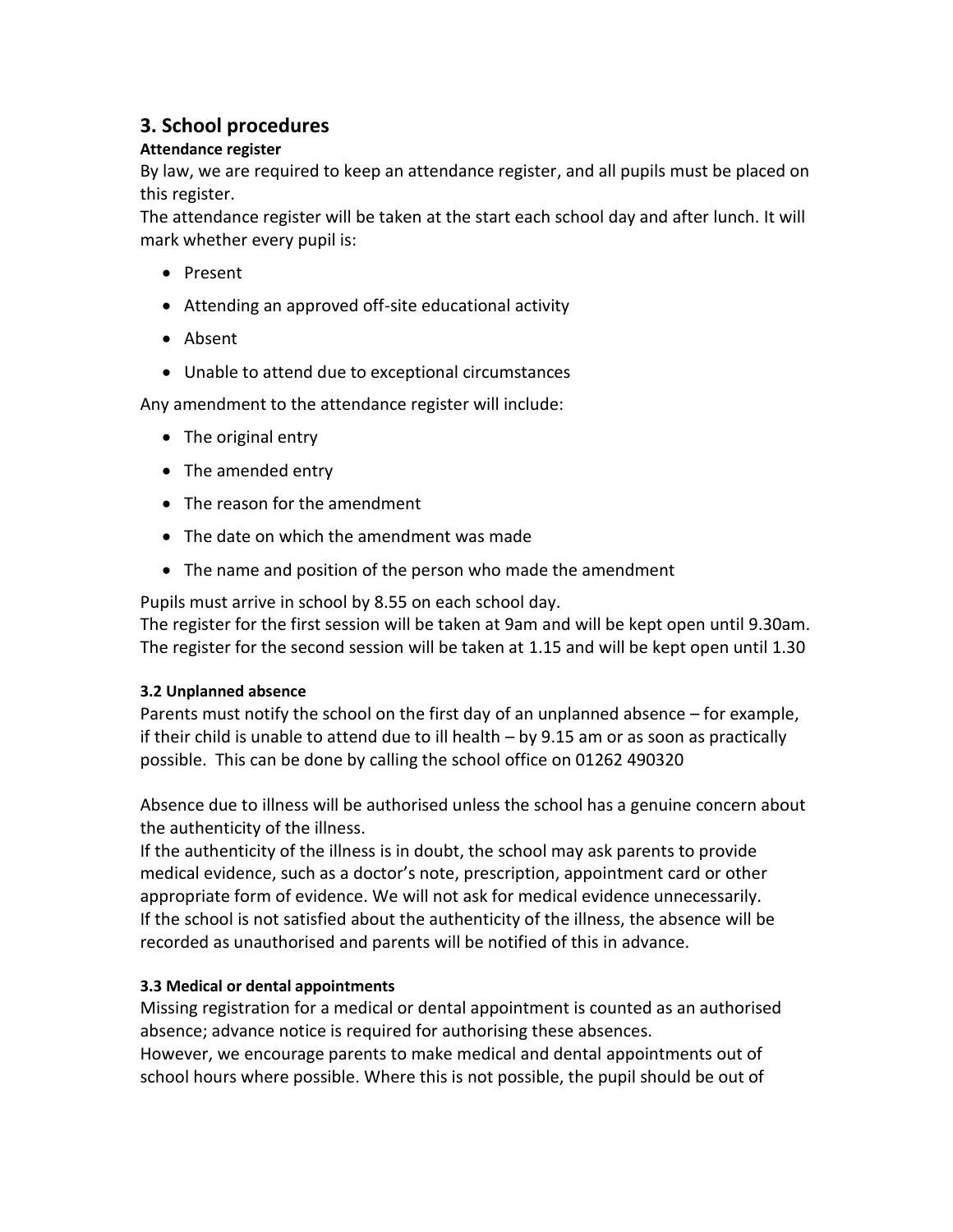## 3. School procedures

**Attendance register**

By law, we are required to keep an attendance register, and all pupils must be placed on this register.

The attendance register will be taken at the start each school day and after lunch. It will mark whether every pupil is:

- Present
- Attending an approved off-site educational activity
- Absent
- Unable to attend due to exceptional circumstances

Any amendment to the attendance register will include:

- The original entry
- The amended entry
- The reason for the amendment
- The date on which the amendment was made
- The name and position of the person who made the amendment

Pupils must arrive in school by 8.55 on each school day.

The register for the first session will be taken at 9am and will be kept open until 9.30am.

The register for the second session will be taken at 1.15 and will be kept open until 1.30

**3.2 Unplanned absence**

Parents must notify the school on the first day of an unplanned absence – for example, if their child is unable to attend due to ill health – by 9.15 am or as soon as practically possible. This can be done by calling the school office on 01262 490320

Absence due to illness will be authorised unless the school has a genuine concern about the authenticity of the illness.

If the authenticity of the illness is in doubt, the school may ask parents to provide medical evidence, such as a doctor's note, prescription, appointment card or other appropriate form of evidence. We will not ask for medical evidence unnecessarily.

If the school is not satisfied about the authenticity of the illness, the absence will be recorded as unauthorised and parents will be notified of this in advance.

**3.3 Medical or dental appointments**

Missing registration for a medical or dental appointment is counted as an authorised absence; advance notice is required for authorising these absences.

However, we encourage parents to make medical and dental appointments out of school hours where possible. Where this is not possible, the pupil should be out of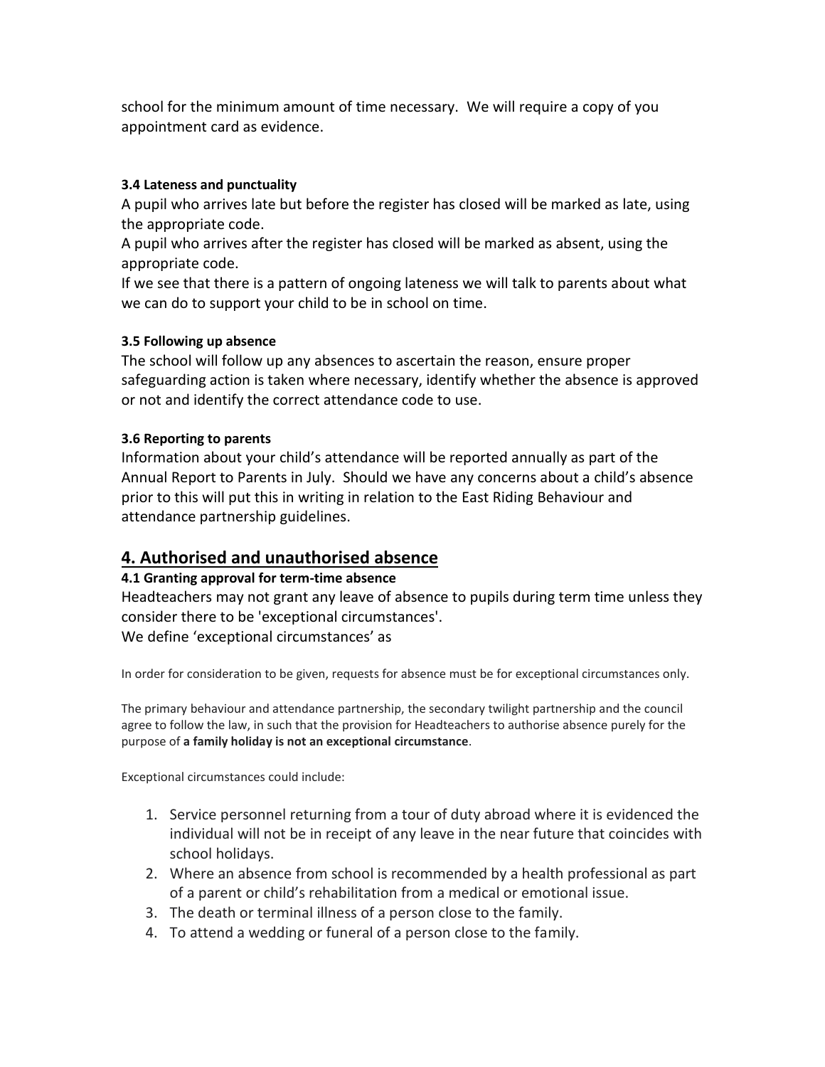school for the minimum amount of time necessary.  We will require a copy of you appointment card as evidence.

**3.4 Lateness and punctuality**

A pupil who arrives late but before the register has closed will be marked as late, using the appropriate code.

A pupil who arrives after the register has closed will be marked as absent, using the appropriate code.

If we see that there is a pattern of ongoing lateness we will talk to parents about what we can do to support your child to be in school on time.

**3.5 Following up absence**

The school will follow up any absences to ascertain the reason, ensure proper safeguarding action is taken where necessary, identify whether the absence is approved or not and identify the correct attendance code to use.

**3.6 Reporting to parents**

Information about your child's attendance will be reported annually as part of the Annual Report to Parents in July.  Should we have any concerns about a child's absence prior to this will put this in writing in relation to the East Riding Behaviour and attendance partnership guidelines.

## 4. Authorised and unauthorised absence

**4.1 Granting approval for term-time absence**

Headteachers may not grant any leave of absence to pupils during term time unless they consider there to be 'exceptional circumstances'.

We define 'exceptional circumstances' as

In order for consideration to be given, requests for absence must be for exceptional circumstances only.

The primary behaviour and attendance partnership, the secondary twilight partnership and the council agree to follow the law, in such that the provision for Headteachers to authorise absence purely for the purpose of **a family holiday is not an exceptional circumstance**.

Exceptional circumstances could include:

1. Service personnel returning from a tour of duty abroad where it is evidenced the individual will not be in receipt of any leave in the near future that coincides with school holidays.
2. Where an absence from school is recommended by a health professional as part of a parent or child's rehabilitation from a medical or emotional issue.
3. The death or terminal illness of a person close to the family.
4. To attend a wedding or funeral of a person close to the family.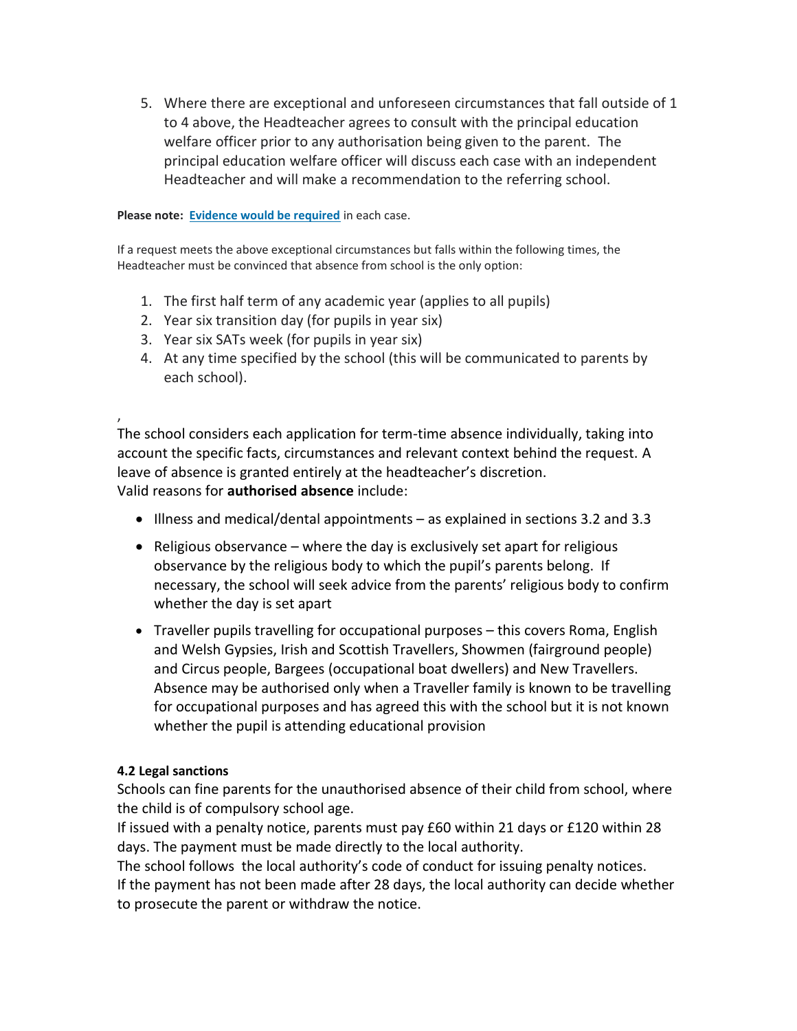5. Where there are exceptional and unforeseen circumstances that fall outside of 1 to 4 above, the Headteacher agrees to consult with the principal education welfare officer prior to any authorisation being given to the parent. The principal education welfare officer will discuss each case with an independent Headteacher and will make a recommendation to the referring school.

**Please note: Evidence would be required** in each case.

If a request meets the above exceptional circumstances but falls within the following times, the Headteacher must be convinced that absence from school is the only option:

1. The first half term of any academic year (applies to all pupils)
2. Year six transition day (for pupils in year six)
3. Year six SATs week (for pupils in year six)
4. At any time specified by the school (this will be communicated to parents by each school).

,

The school considers each application for term-time absence individually, taking into account the specific facts, circumstances and relevant context behind the request. A leave of absence is granted entirely at the headteacher's discretion.
Valid reasons for **authorised absence** include:

- Illness and medical/dental appointments – as explained in sections 3.2 and 3.3
- Religious observance – where the day is exclusively set apart for religious observance by the religious body to which the pupil's parents belong. If necessary, the school will seek advice from the parents' religious body to confirm whether the day is set apart
- Traveller pupils travelling for occupational purposes – this covers Roma, English and Welsh Gypsies, Irish and Scottish Travellers, Showmen (fairground people) and Circus people, Bargees (occupational boat dwellers) and New Travellers. Absence may be authorised only when a Traveller family is known to be travelling for occupational purposes and has agreed this with the school but it is not known whether the pupil is attending educational provision

#### 4.2 Legal sanctions

Schools can fine parents for the unauthorised absence of their child from school, where the child is of compulsory school age.
If issued with a penalty notice, parents must pay £60 within 21 days or £120 within 28 days. The payment must be made directly to the local authority.
The school follows the local authority's code of conduct for issuing penalty notices.
If the payment has not been made after 28 days, the local authority can decide whether to prosecute the parent or withdraw the notice.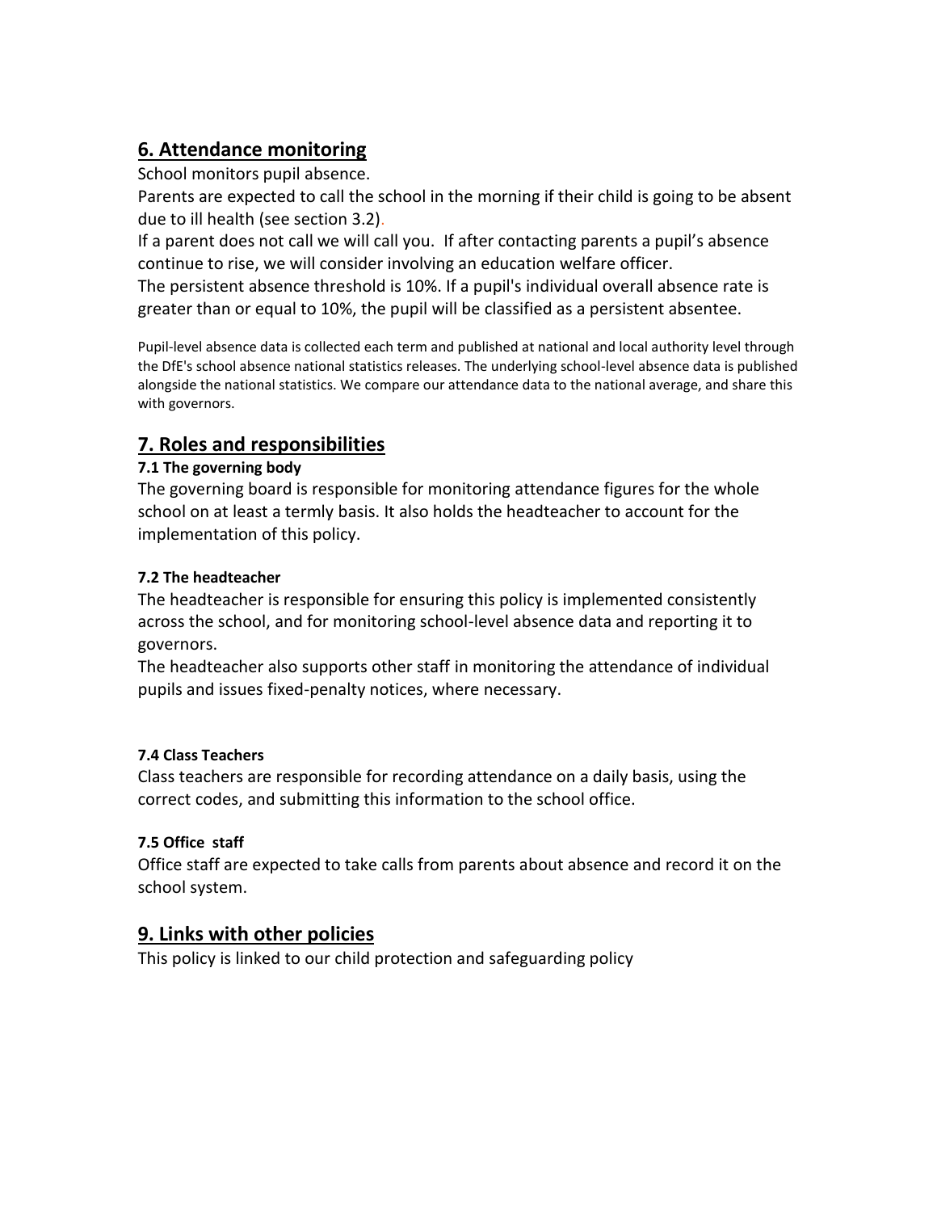## 6. Attendance monitoring

School monitors pupil absence.

Parents are expected to call the school in the morning if their child is going to be absent due to ill health (see section 3.2).

If a parent does not call we will call you. If after contacting parents a pupil's absence continue to rise, we will consider involving an education welfare officer.

The persistent absence threshold is 10%. If a pupil's individual overall absence rate is greater than or equal to 10%, the pupil will be classified as a persistent absentee.

Pupil-level absence data is collected each term and published at national and local authority level through the DfE's school absence national statistics releases. The underlying school-level absence data is published alongside the national statistics. We compare our attendance data to the national average, and share this with governors.

## 7. Roles and responsibilities

#### 7.1 The governing body

The governing board is responsible for monitoring attendance figures for the whole school on at least a termly basis. It also holds the headteacher to account for the implementation of this policy.

#### 7.2 The headteacher

The headteacher is responsible for ensuring this policy is implemented consistently across the school, and for monitoring school-level absence data and reporting it to governors.

The headteacher also supports other staff in monitoring the attendance of individual pupils and issues fixed-penalty notices, where necessary.

#### 7.4 Class Teachers

Class teachers are responsible for recording attendance on a daily basis, using the correct codes, and submitting this information to the school office.

#### 7.5 Office staff

Office staff are expected to take calls from parents about absence and record it on the school system.

## 9. Links with other policies

This policy is linked to our child protection and safeguarding policy